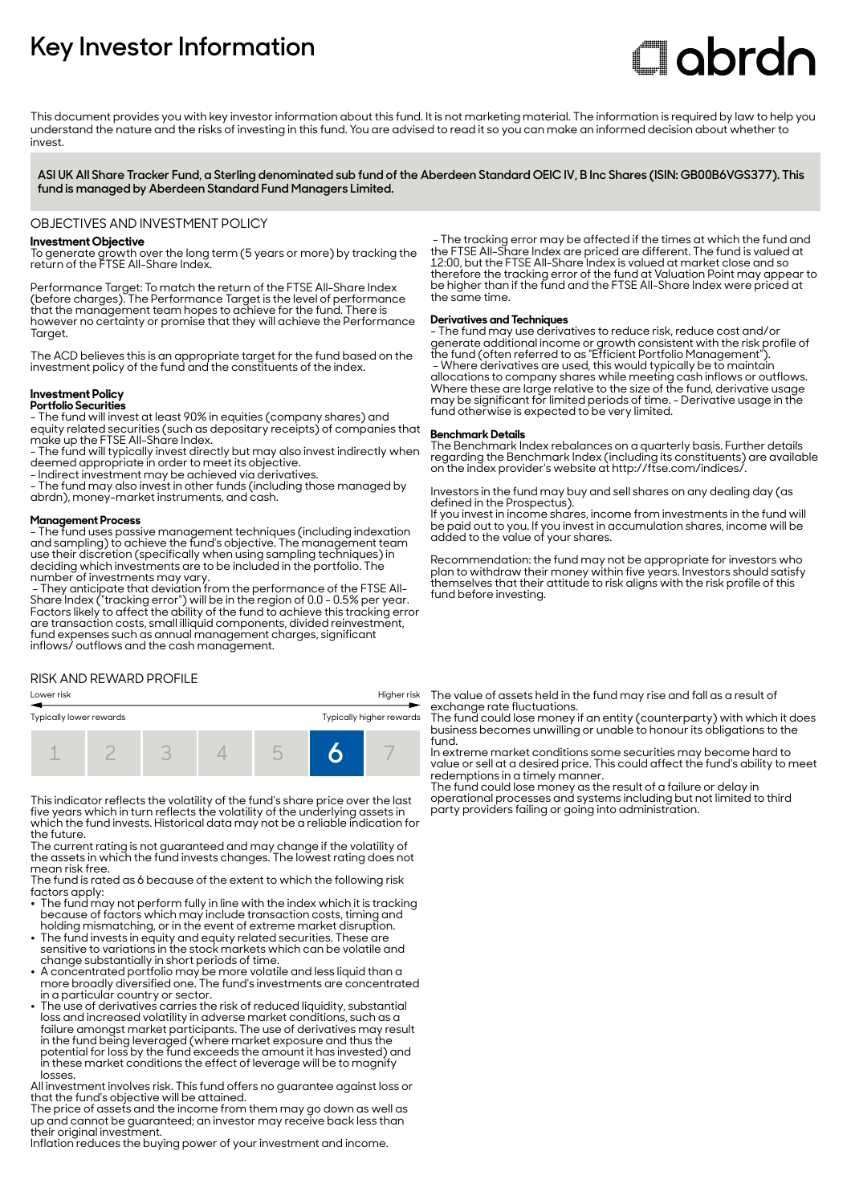# Key Investor Information

abrdn

This document provides you with key investor information about this fund. It is not marketing material. The information is required by law to help you understand the nature and the risks of investing in this fund. You are advised to read it so you can make an informed decision about whether to invest.

**ASI UK All Share Tracker Fund, a Sterling denominated sub fund of the Aberdeen Standard OEIC IV, B Inc Shares (ISIN: GB00B6VGS377). This fund is managed by Aberdeen Standard Fund Managers Limited.**

## OBJECTIVES AND INVESTMENT POLICY

**Investment Objective**

To generate growth over the long term (5 years or more) by tracking the return of the FTSE All-Share Index.

Performance Target: To match the return of the FTSE All-Share Index (before charges). The Performance Target is the level of performance that the management team hopes to achieve for the fund. There is however no certainty or promise that they will achieve the Performance Target.

The ACD believes this is an appropriate target for the fund based on the investment policy of the fund and the constituents of the index.

**Investment Policy**

**Portfolio Securities**

- The fund will invest at least 90% in equities (company shares) and equity related securities (such as depositary receipts) of companies that make up the FTSE All-Share Index.
- The fund will typically invest directly but may also invest indirectly when deemed appropriate in order to meet its objective.
- Indirect investment may be achieved via derivatives.
- The fund may also invest in other funds (including those managed by abrdn), money-market instruments, and cash.

**Management Process**

- The fund uses passive management techniques (including indexation and sampling) to achieve the fund's objective. The management team use their discretion (specifically when using sampling techniques) in deciding which investments are to be included in the portfolio. The number of investments may vary.
- They anticipate that deviation from the performance of the FTSE All-Share Index ("tracking error") will be in the region of 0.0 - 0.5% per year. Factors likely to affect the ability of the fund to achieve this tracking error are transaction costs, small illiquid components, divided reinvestment, fund expenses such as annual management charges, significant inflows/ outflows and the cash management.
- The tracking error may be affected if the times at which the fund and the FTSE All-Share Index are priced are different. The fund is valued at 12:00, but the FTSE All-Share Index is valued at market close and so therefore the tracking error of the fund at Valuation Point may appear to be higher than if the fund and the FTSE All-Share Index were priced at the same time.

**Derivatives and Techniques**

- The fund may use derivatives to reduce risk, reduce cost and/or generate additional income or growth consistent with the risk profile of the fund (often referred to as "Efficient Portfolio Management").
- Where derivatives are used, this would typically be to maintain allocations to company shares while meeting cash inflows or outflows. Where these are large relative to the size of the fund, derivative usage may be significant for limited periods of time. - Derivative usage in the fund otherwise is expected to be very limited.

**Benchmark Details**

The Benchmark Index rebalances on a quarterly basis. Further details regarding the Benchmark Index (including its constituents) are available on the index provider's website at http://ftse.com/indices/.

Investors in the fund may buy and sell shares on any dealing day (as defined in the Prospectus).
If you invest in income shares, income from investments in the fund will be paid out to you. If you invest in accumulation shares, income will be added to the value of your shares.

Recommendation: the fund may not be appropriate for investors who plan to withdraw their money within five years. Investors should satisfy themselves that their attitude to risk aligns with the risk profile of this fund before investing.

## RISK AND REWARD PROFILE

Lower risk ← → Higher risk

Typically lower rewards — Typically higher rewards

| 1 | 2 | 3 | 4 | 5 | **6** | 7 |
|---|---|---|---|---|---|---|

This indicator reflects the volatility of the fund's share price over the last five years which in turn reflects the volatility of the underlying assets in which the fund invests. Historical data may not be a reliable indication for the future.
The current rating is not guaranteed and may change if the volatility of the assets in which the fund invests changes. The lowest rating does not mean risk free.
The fund is rated as 6 because of the extent to which the following risk factors apply:

- The fund may not perform fully in line with the index which it is tracking because of factors which may include transaction costs, timing and holding mismatching, or in the event of extreme market disruption.
- The fund invests in equity and equity related securities. These are sensitive to variations in the stock markets which can be volatile and change substantially in short periods of time.
- A concentrated portfolio may be more volatile and less liquid than a more broadly diversified one. The fund's investments are concentrated in a particular country or sector.
- The use of derivatives carries the risk of reduced liquidity, substantial loss and increased volatility in adverse market conditions, such as a failure amongst market participants. The use of derivatives may result in the fund being leveraged (where market exposure and thus the potential for loss by the fund exceeds the amount it has invested) and in these market conditions the effect of leverage will be to magnify losses.

All investment involves risk. This fund offers no guarantee against loss or that the fund's objective will be attained.
The price of assets and the income from them may go down as well as up and cannot be guaranteed; an investor may receive back less than their original investment.
Inflation reduces the buying power of your investment and income.
The value of assets held in the fund may rise and fall as a result of exchange rate fluctuations.
The fund could lose money if an entity (counterparty) with which it does business becomes unwilling or unable to honour its obligations to the fund.
In extreme market conditions some securities may become hard to value or sell at a desired price. This could affect the fund's ability to meet redemptions in a timely manner.
The fund could lose money as the result of a failure or delay in operational processes and systems including but not limited to third party providers failing or going into administration.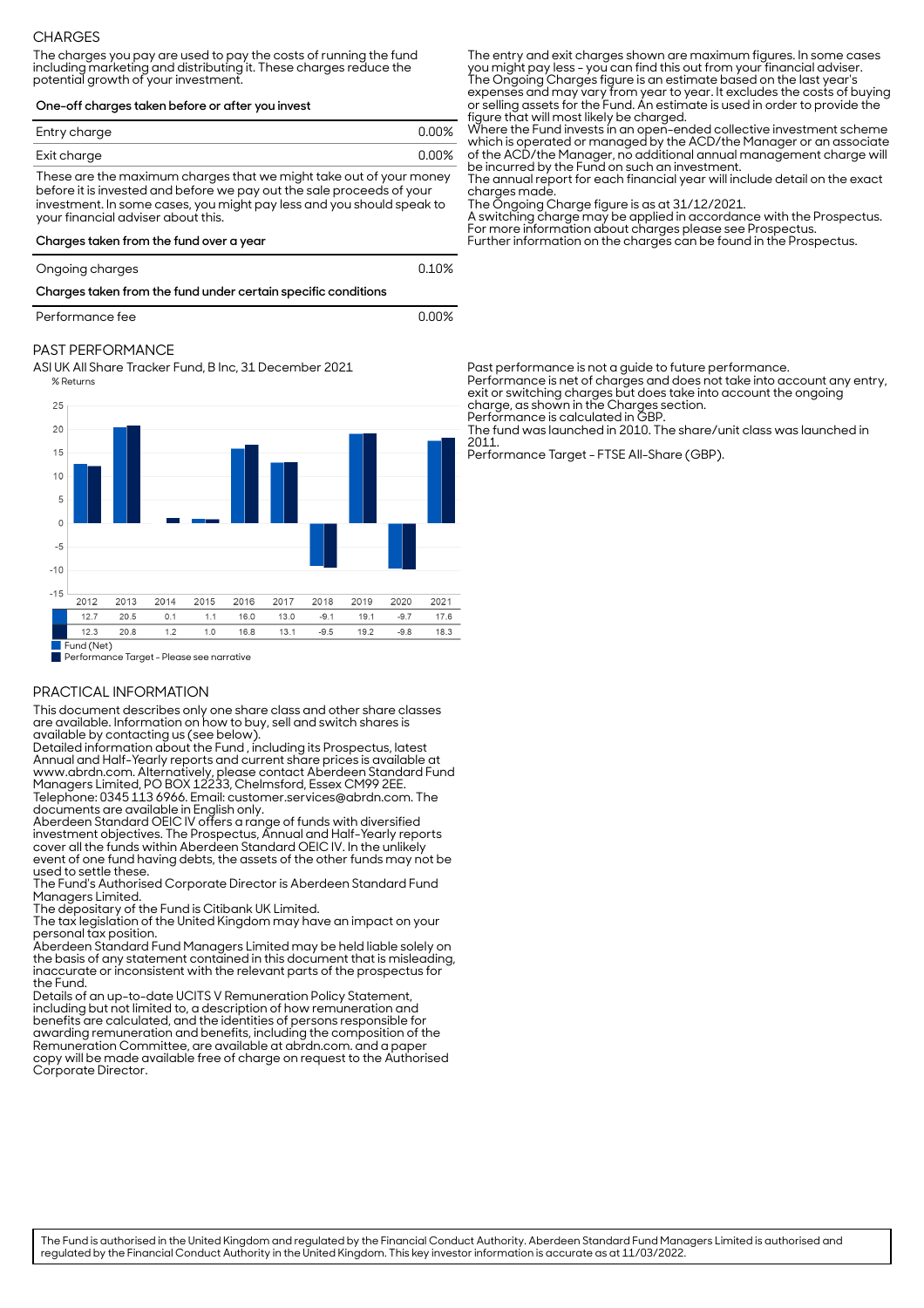## CHARGES

The charges you pay are used to pay the costs of running the fund including marketing and distributing it. These charges reduce the potential growth of your investment.

**One-off charges taken before or after you invest**

| | |
|---|---|
| Entry charge | 0.00% |
| Exit charge | 0.00% |

These are the maximum charges that we might take out of your money before it is invested and before we pay out the sale proceeds of your investment. In some cases, you might pay less and you should speak to your financial adviser about this.

**Charges taken from the fund over a year**

| | |
|---|---|
| Ongoing charges | 0.10% |

**Charges taken from the fund under certain specific conditions**

| | |
|---|---|
| Performance fee | 0.00% |

The entry and exit charges shown are maximum figures. In some cases you might pay less - you can find this out from your financial adviser.
The Ongoing Charges figure is an estimate based on the last year's expenses and may vary from year to year. It excludes the costs of buying or selling assets for the Fund. An estimate is used in order to provide the figure that will most likely be charged.
Where the Fund invests in an open-ended collective investment scheme which is operated or managed by the ACD/the Manager or an associate of the ACD/the Manager, no additional annual management charge will be incurred by the Fund on such an investment.
The annual report for each financial year will include detail on the exact charges made.
The Ongoing Charge figure is as at 31/12/2021.
A switching charge may be applied in accordance with the Prospectus. For more information about charges please see Prospectus.
Further information on the charges can be found in the Prospectus.

## PAST PERFORMANCE

ASI UK All Share Tracker Fund, B Inc, 31 December 2021

% Returns

25
20
15
10
5
0
-5
-10
-15

2012 2013 2014 2015 2016 2017 2018 2019 2020 2021

Fund (Net): 12.7 20.5 0.1 1.1 16.0 13.0 -9.1 19.1 -9.7 17.6

Performance Target - Please see narrative: 12.3 20.8 1.2 1.0 16.8 13.1 -9.5 19.2 -9.8 18.3

Past performance is not a guide to future performance.
Performance is net of charges and does not take into account any entry, exit or switching charges but does take into account the ongoing charge, as shown in the Charges section.
Performance is calculated in GBP.
The fund was launched in 2010. The share/unit class was launched in 2011.
Performance Target - FTSE All-Share (GBP).

## PRACTICAL INFORMATION

This document describes only one share class and other share classes are available. Information on how to buy, sell and switch shares is available by contacting us (see below).
Detailed information about the Fund , including its Prospectus, latest Annual and Half-Yearly reports and current share prices is available at www.abrdn.com. Alternatively, please contact Aberdeen Standard Fund Managers Limited, PO BOX 12233, Chelmsford, Essex CM99 2EE. Telephone: 0345 113 6966. Email: customer.services@abrdn.com. The documents are available in English only.
Aberdeen Standard OEIC IV offers a range of funds with diversified investment objectives. The Prospectus, Annual and Half-Yearly reports cover all the funds within Aberdeen Standard OEIC IV. In the unlikely event of one fund having debts, the assets of the other funds may not be used to settle these.
The Fund's Authorised Corporate Director is Aberdeen Standard Fund Managers Limited.
The depositary of the Fund is Citibank UK Limited.
The tax legislation of the United Kingdom may have an impact on your personal tax position.
Aberdeen Standard Fund Managers Limited may be held liable solely on the basis of any statement contained in this document that is misleading, inaccurate or inconsistent with the relevant parts of the prospectus for the Fund.
Details of an up-to-date UCITS V Remuneration Policy Statement, including but not limited to, a description of how remuneration and benefits are calculated, and the identities of persons responsible for awarding remuneration and benefits, including the composition of the Remuneration Committee, are available at abrdn.com. and a paper copy will be made available free of charge on request to the Authorised Corporate Director.

The Fund is authorised in the United Kingdom and regulated by the Financial Conduct Authority. Aberdeen Standard Fund Managers Limited is authorised and regulated by the Financial Conduct Authority in the United Kingdom. This key investor information is accurate as at 11/03/2022.